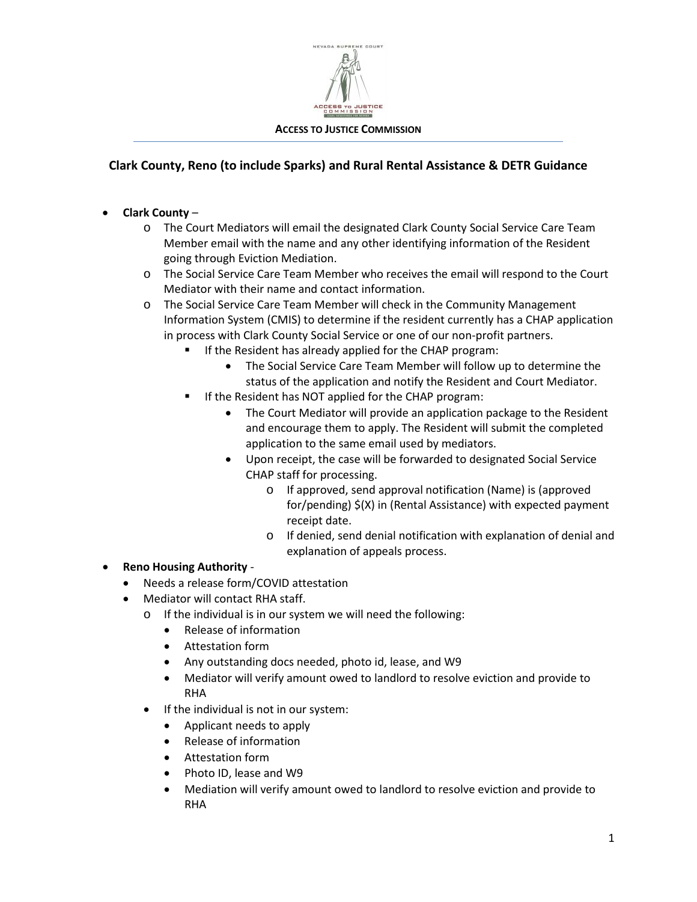**ACCESS TO JUSTICE COMMISSION**

## Clark County, Reno (to include Sparks) and Rural Rental Assistance & DETR Guidance

- **Clark County** –
  - The Court Mediators will email the designated Clark County Social Service Care Team Member email with the name and any other identifying information of the Resident going through Eviction Mediation.
  - The Social Service Care Team Member who receives the email will respond to the Court Mediator with their name and contact information.
  - The Social Service Care Team Member will check in the Community Management Information System (CMIS) to determine if the resident currently has a CHAP application in process with Clark County Social Service or one of our non-profit partners.
    - If the Resident has already applied for the CHAP program:
      - The Social Service Care Team Member will follow up to determine the status of the application and notify the Resident and Court Mediator.
    - If the Resident has NOT applied for the CHAP program:
      - The Court Mediator will provide an application package to the Resident and encourage them to apply. The Resident will submit the completed application to the same email used by mediators.
      - Upon receipt, the case will be forwarded to designated Social Service CHAP staff for processing.
        - If approved, send approval notification (Name) is (approved for/pending) $(X) in (Rental Assistance) with expected payment receipt date.
        - If denied, send denial notification with explanation of denial and explanation of appeals process.
- **Reno Housing Authority** -
  - Needs a release form/COVID attestation
  - Mediator will contact RHA staff.
    - If the individual is in our system we will need the following:
      - Release of information
      - Attestation form
      - Any outstanding docs needed, photo id, lease, and W9
      - Mediator will verify amount owed to landlord to resolve eviction and provide to RHA
    - If the individual is not in our system:
      - Applicant needs to apply
      - Release of information
      - Attestation form
      - Photo ID, lease and W9
      - Mediation will verify amount owed to landlord to resolve eviction and provide to RHA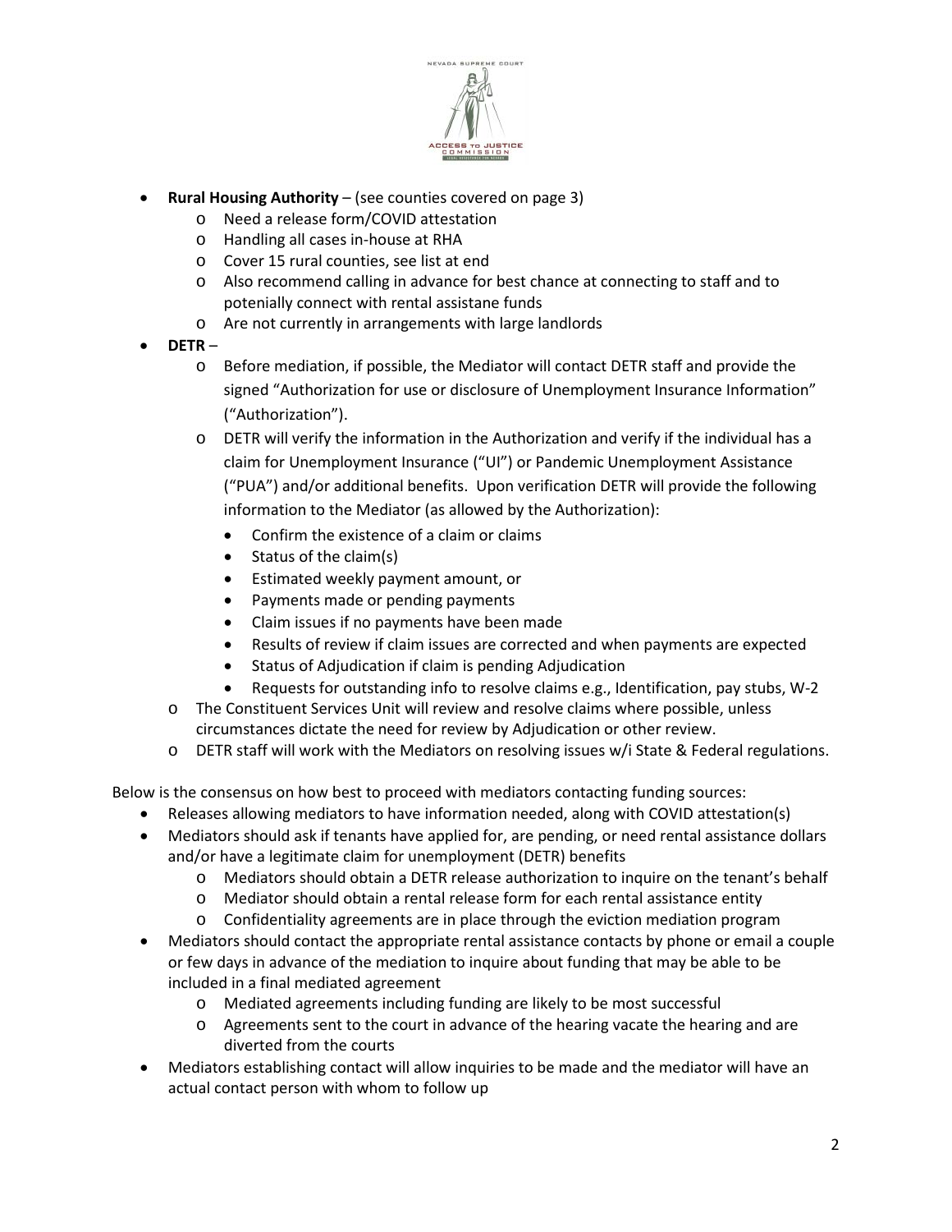- **Rural Housing Authority** – (see counties covered on page 3)
    - Need a release form/COVID attestation
    - Handling all cases in-house at RHA
    - Cover 15 rural counties, see list at end
    - Also recommend calling in advance for best chance at connecting to staff and to potenially connect with rental assistane funds
    - Are not currently in arrangements with large landlords
- **DETR** –
    - Before mediation, if possible, the Mediator will contact DETR staff and provide the signed "Authorization for use or disclosure of Unemployment Insurance Information" ("Authorization").
    - DETR will verify the information in the Authorization and verify if the individual has a claim for Unemployment Insurance ("UI") or Pandemic Unemployment Assistance ("PUA") and/or additional benefits. Upon verification DETR will provide the following information to the Mediator (as allowed by the Authorization):
        - Confirm the existence of a claim or claims
        - Status of the claim(s)
        - Estimated weekly payment amount, or
        - Payments made or pending payments
        - Claim issues if no payments have been made
        - Results of review if claim issues are corrected and when payments are expected
        - Status of Adjudication if claim is pending Adjudication
        - Requests for outstanding info to resolve claims e.g., Identification, pay stubs, W-2
    - The Constituent Services Unit will review and resolve claims where possible, unless circumstances dictate the need for review by Adjudication or other review.
    - DETR staff will work with the Mediators on resolving issues w/i State & Federal regulations.

Below is the consensus on how best to proceed with mediators contacting funding sources:

- Releases allowing mediators to have information needed, along with COVID attestation(s)
- Mediators should ask if tenants have applied for, are pending, or need rental assistance dollars and/or have a legitimate claim for unemployment (DETR) benefits
    - Mediators should obtain a DETR release authorization to inquire on the tenant's behalf
    - Mediator should obtain a rental release form for each rental assistance entity
    - Confidentiality agreements are in place through the eviction mediation program
- Mediators should contact the appropriate rental assistance contacts by phone or email a couple or few days in advance of the mediation to inquire about funding that may be able to be included in a final mediated agreement
    - Mediated agreements including funding are likely to be most successful
    - Agreements sent to the court in advance of the hearing vacate the hearing and are diverted from the courts
- Mediators establishing contact will allow inquiries to be made and the mediator will have an actual contact person with whom to follow up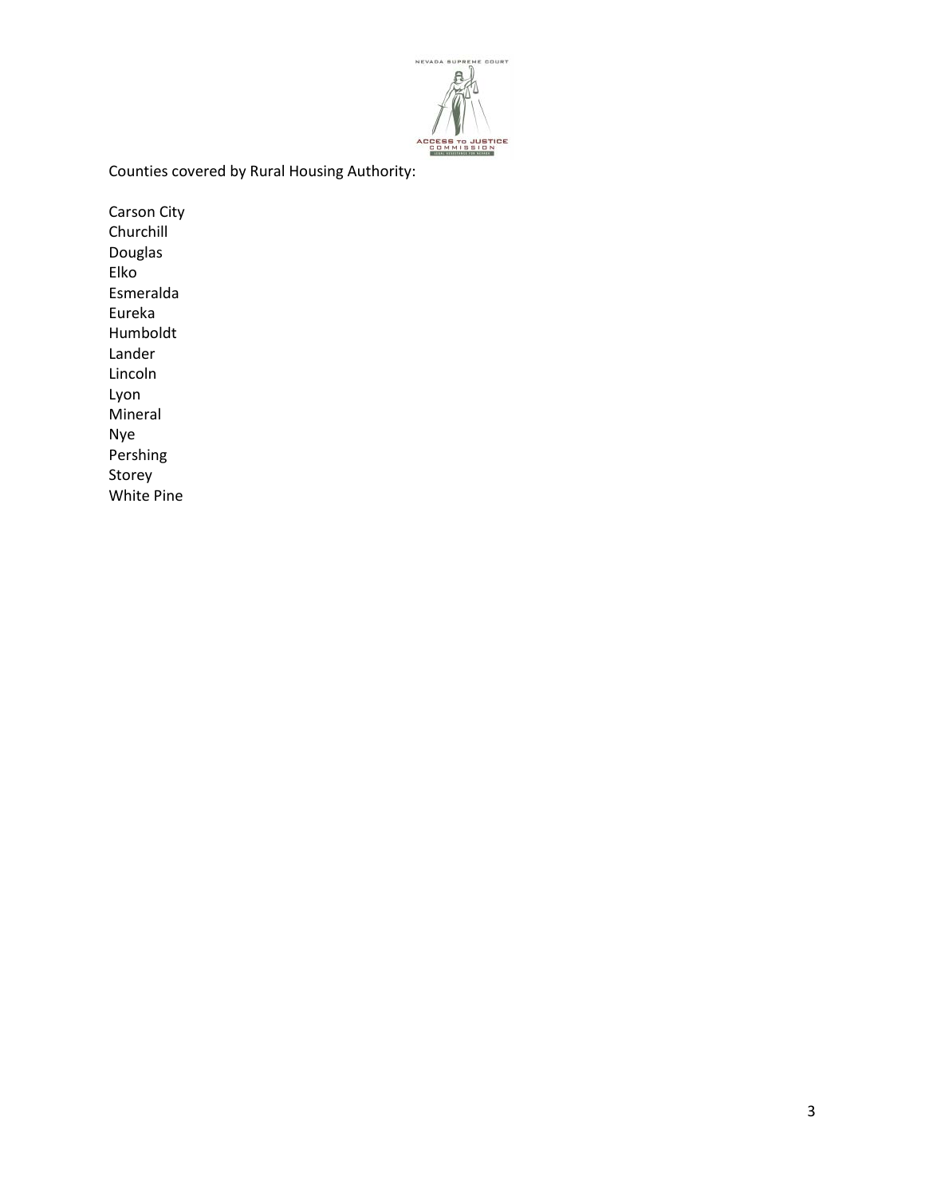Counties covered by Rural Housing Authority:

Carson City
Churchill
Douglas
Elko
Esmeralda
Eureka
Humboldt
Lander
Lincoln
Lyon
Mineral
Nye
Pershing
Storey
White Pine